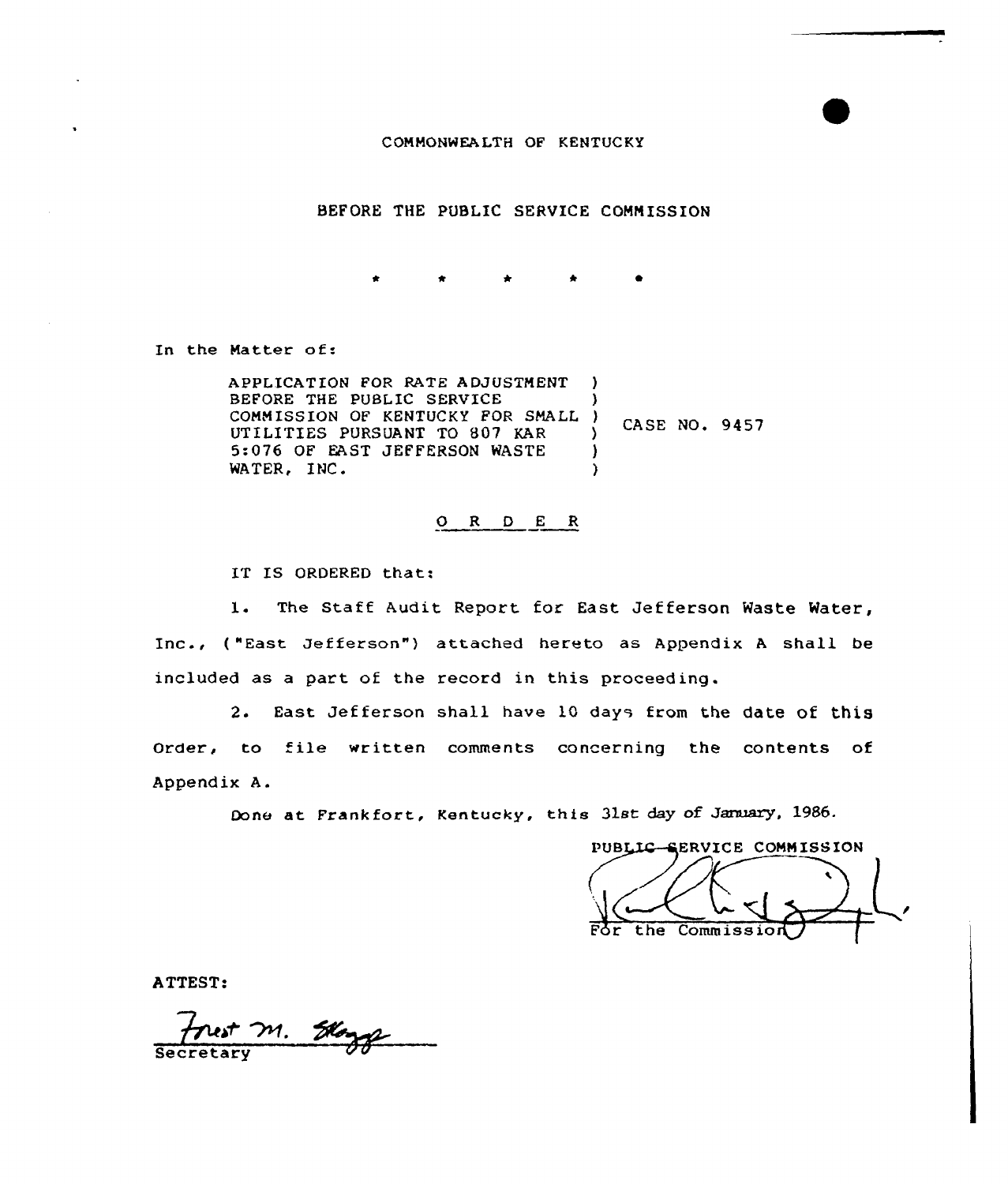COMMONWEALTH OF KENTUCKY

BEFORE THE PUBLIC SERVICE COMMISSION

\* \* \* \* \*

In the Matter of:

APPLICATION FOR RATE ADJUSTMENT BEFORE THE PUBLIC SERVICE COMMISSION OF KENTUCKY FOR SMALL UTILITIES PURSUANT TO 807 KAR 5:076 OF EAST JEFFERSON WASTE WATER, INC. ) CASE NO. 9457

## O R D E R

IT IS ORDERED that:

1. The Staff Audit Report for East Jefferson Waste Water, Inc., ("East Jefferson") attached hereto as Appendix A shall be included as a part of the record in this proceeding.

2. East Jefferson shall have 10 days from the date of this Order, to file written comments concerning the contents of Appendix A.

Done at Frankfort, Kentucky, this 31st day of January, 1986.

PUBLIC SERVICE COMMISSION

For the Commission

ATTEST:

Forest M. Skaggs
Secretary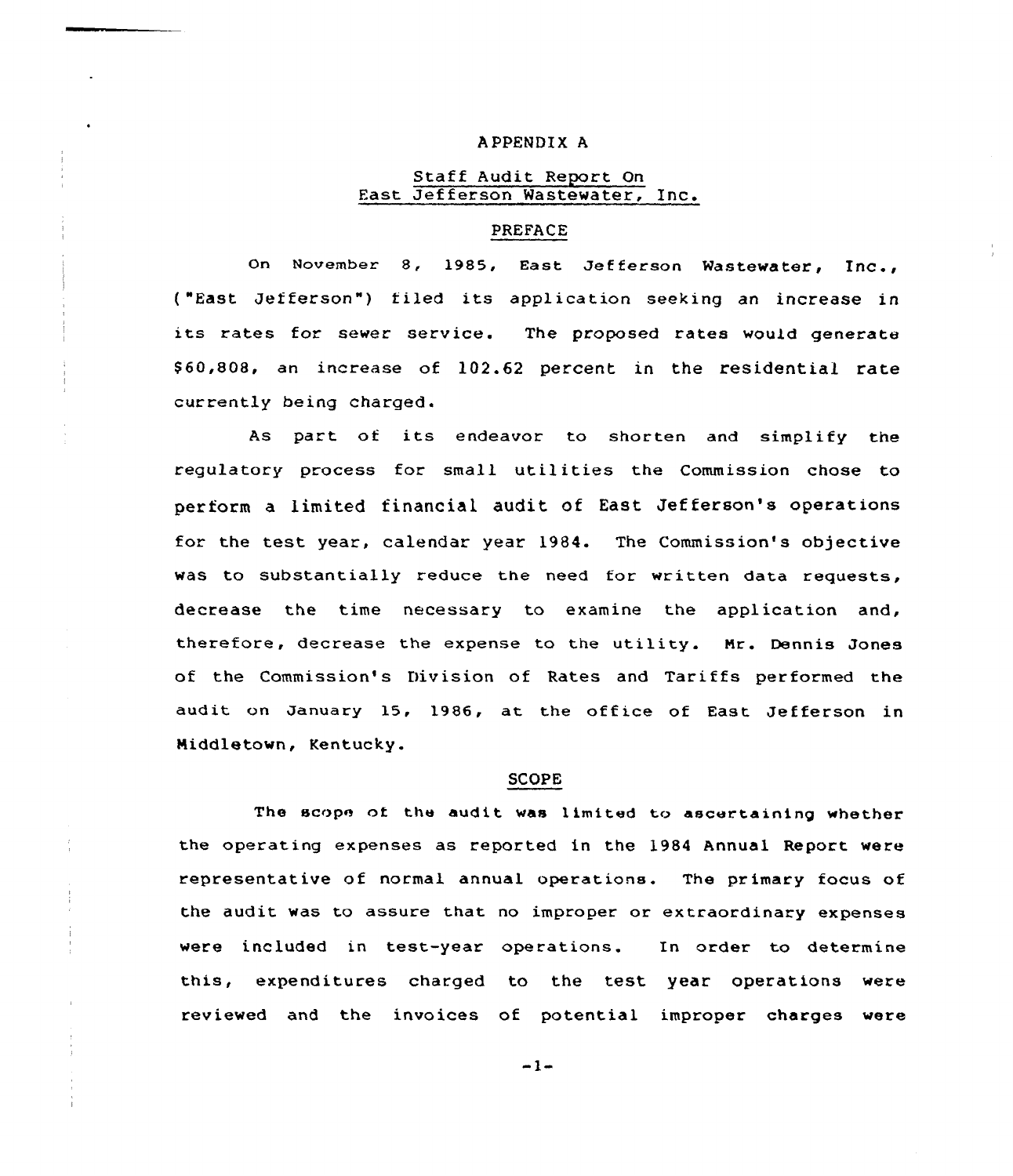# APPENDIX A

## Staff Audit Report On East Jefferson Wastewater, Inc.

### PREFACE

On November 8, 1985, East Jefferson Wastewater, Inc., ("East Jefferson") filed its application seeking an increase in its rates for sewer service. The proposed rates would generate $60,808, an increase of 102.62 percent in the residential rate currently being charged.

As part of its endeavor to shorten and simplify the regulatory process for small utilities the Commission chose to perform a limited financial audit of East Jefferson's operations for the test year, calendar year 1984. The Commission's objective was to substantially reduce the need for written data requests, decrease the time necessary to examine the application and, therefore, decrease the expense to the utility. Mr. Dennis Jones of the Commission's Division of Rates and Tariffs performed the audit on January 15, 1986, at the office of East Jefferson in Middletown, Kentucky.

### SCOPE

The scope of the audit was limited to ascertaining whether the operating expenses as reported in the 1984 Annual Report were representative of normal annual operations. The primary focus of the audit was to assure that no improper or extraordinary expenses were included in test-year operations. In order to determine this, expenditures charged to the test year operations were reviewed and the invoices of potential improper charges were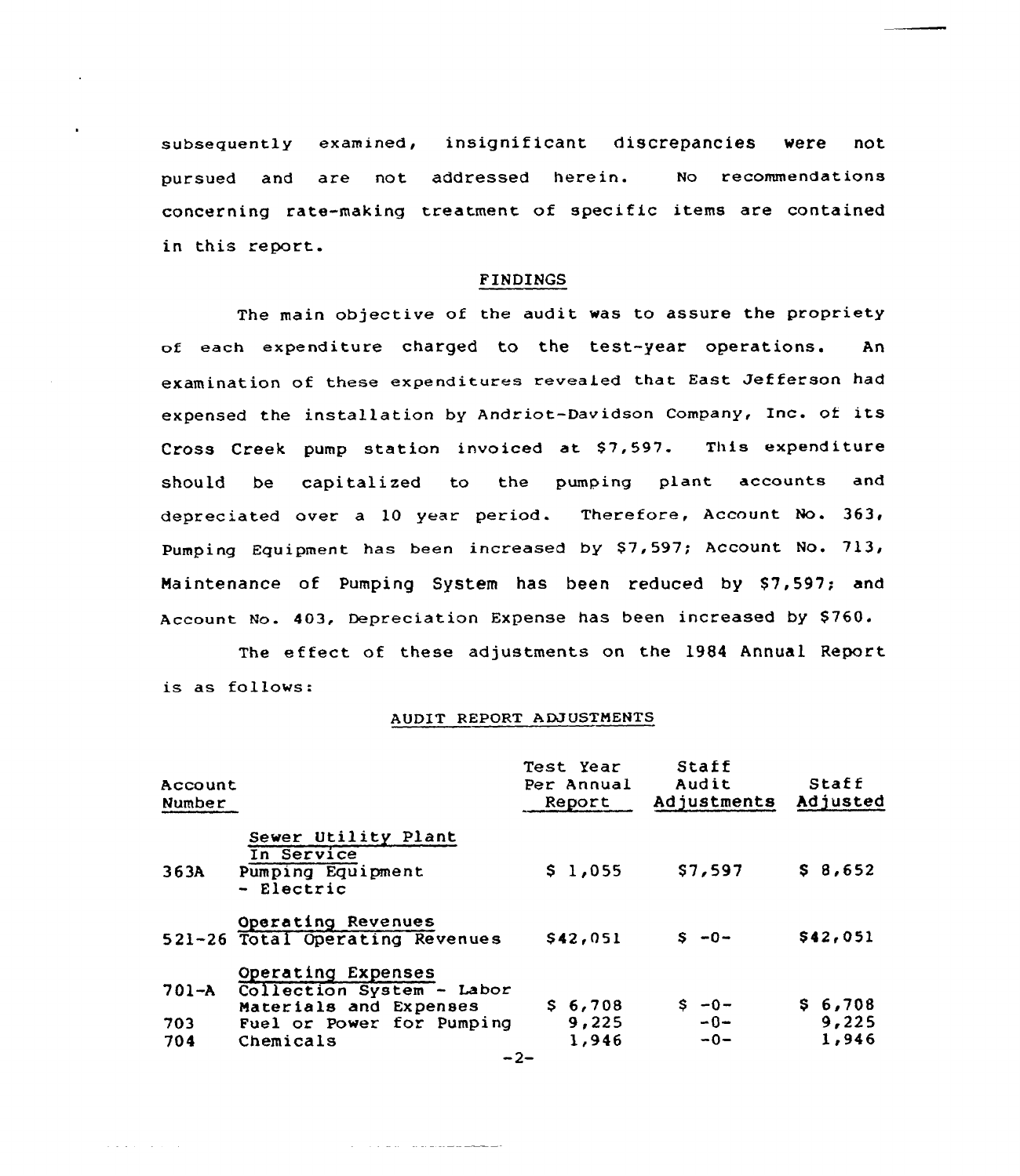subsequently examined, insignificant discrepancies were not pursued and are not addressed herein. No recommendations concerning rate-making treatment of specific items are contained in this report.

## FINDINGS

The main objective of the audit was to assure the propriety of each expenditure charged to the test-year operations. An examination of these expenditures revealed that East Jefferson had expensed the installation by Andriot-Davidson Company, Inc. of its Cross Creek pump station invoiced at $7,597. This expenditure should be capitalized to the pumping plant accounts and depreciated over a 10 year period. Therefore, Account No. 363, Pumping Equipment has been increased by $7,597; Account No. 713, Maintenance of Pumping System has been reduced by $7,597; and Account No. 403, Depreciation Expense has been increased by $760.

The effect of these adjustments on the 1984 Annual Report is as follows:

### AUDIT REPORT ADJUSTMENTS

| Account Number | | Test Year Per Annual Report | Staff Audit Adjustments | Staff Adjusted |
|---|---|---|---|---|
| | Sewer Utility Plant In Service | | | |
| 363A | Pumping Equipment - Electric | $ 1,055 | $7,597 | $ 8,652 |
| | Operating Revenues | | | |
| 521-26 | Total Operating Revenues | $42,051 | $ -0- | $42,051 |
| | Operating Expenses | | | |
| 701-A | Collection System - Labor Materials and Expenses | $ 6,708 | $ -0- | $ 6,708 |
| 703 | Fuel or Power for Pumping | 9,225 | -0- | 9,225 |
| 704 | Chemicals | 1,946 | -0- | 1,946 |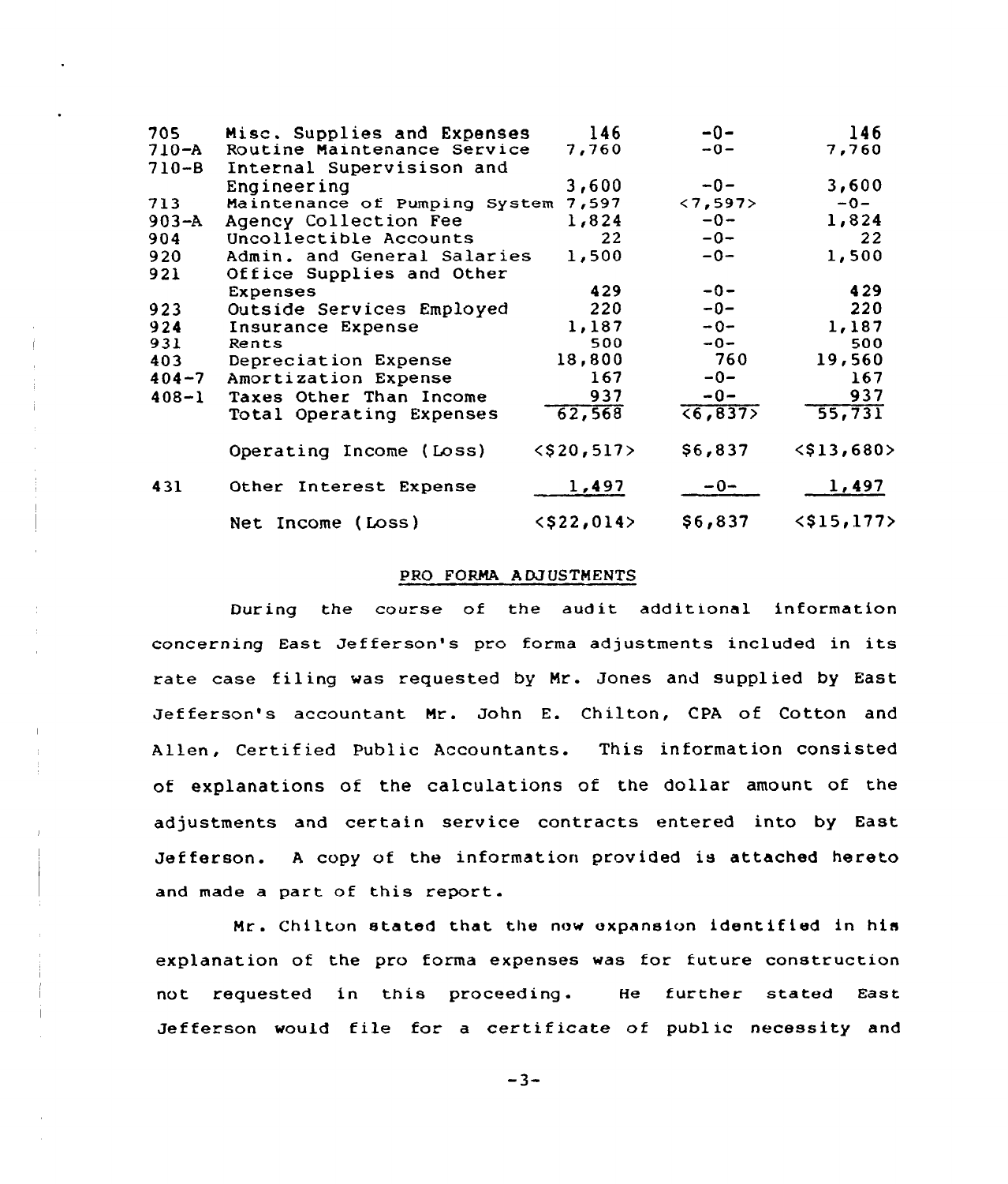| | | | | |
|---|---|---|---|---|
| 705 | Misc. Supplies and Expenses | 146 | -0- | 146 |
| 710-A | Routine Maintenance Service | 7,760 | -0- | 7,760 |
| 710-B | Internal Supervisison and Engineering | 3,600 | -0- | 3,600 |
| 713 | Maintenance of Pumping System | 7,597 | <7,597> | -0- |
| 903-A | Agency Collection Fee | 1,824 | -0- | 1,824 |
| 904 | Uncollectible Accounts | 22 | -0- | 22 |
| 920 | Admin. and General Salaries | 1,500 | -0- | 1,500 |
| 921 | Office Supplies and Other Expenses | 429 | -0- | 429 |
| 923 | Outside Services Employed | 220 | -0- | 220 |
| 924 | Insurance Expense | 1,187 | -0- | 1,187 |
| 931 | Rents | 500 | -0- | 500 |
| 403 | Depreciation Expense | 18,800 | 760 | 19,560 |
| 404-7 | Amortization Expense | 167 | -0- | 167 |
| 408-1 | Taxes Other Than Income | 937 | -0- | 937 |
| | Total Operating Expenses | 62,568 | <6,837> | 55,731 |
| | Operating Income (Loss) | <$20,517> | $6,837 | <$13,680> |
| 431 | Other Interest Expense | 1,497 | -0- | 1,497 |
| | Net Income (Loss) | <$22,014> | $6,837 | <$15,177> |

## PRO FORMA ADJUSTMENTS

During the course of the audit additional information concerning East Jefferson's pro forma adjustments included in its rate case filing was requested by Mr. Jones and supplied by East Jefferson's accountant Mr. John E. Chilton, CPA of Cotton and Allen, Certified Public Accountants. This information consisted of explanations of the calculations of the dollar amount of the adjustments and certain service contracts entered into by East Jefferson. A copy of the information provided is attached hereto and made a part of this report.

Mr. Chilton stated that the new expansion identified in his explanation of the pro forma expenses was for future construction not requested in this proceeding. He further stated East Jefferson would file for a certificate of public necessity and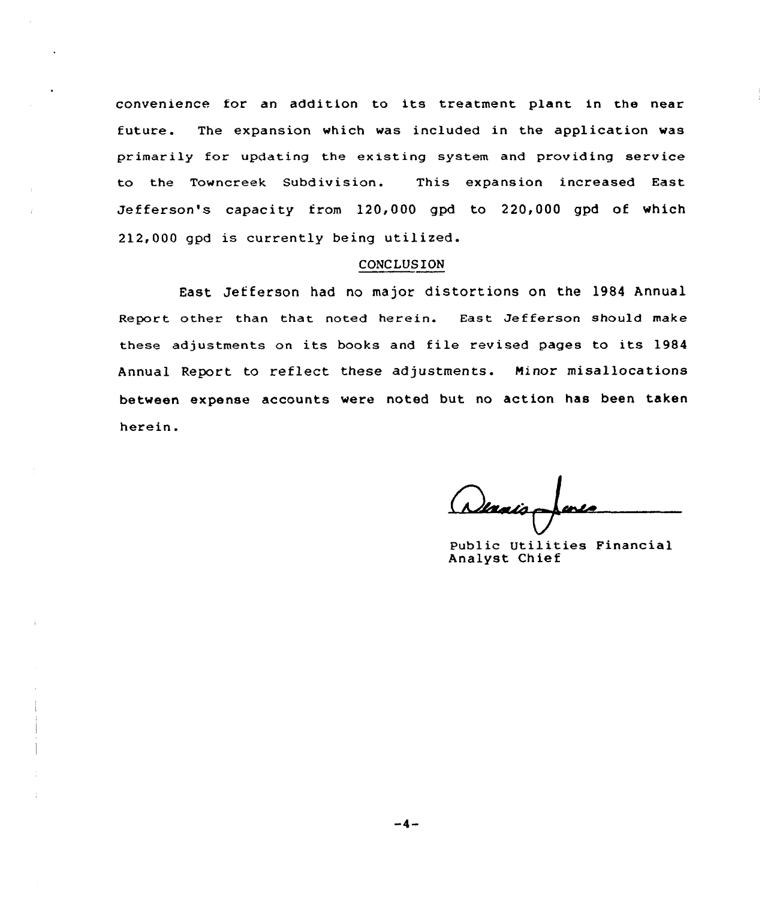convenience for an addition to its treatment plant in the near future. The expansion which was included in the application was primarily for updating the existing system and providing service to the Towncreek Subdivision. This expansion increased East Jefferson's capacity from 120,000 gpd to 220,000 gpd of which 212,000 gpd is currently being utilized.

## CONCLUSION

East Jefferson had no major distortions on the 1984 Annual Report other than that noted herein. East Jefferson should make these adjustments on its books and file revised pages to its 1984 Annual Report to reflect these adjustments. Minor misallocations between expense accounts were noted but no action has been taken herein.

Dennis Jones

Public Utilities Financial Analyst Chief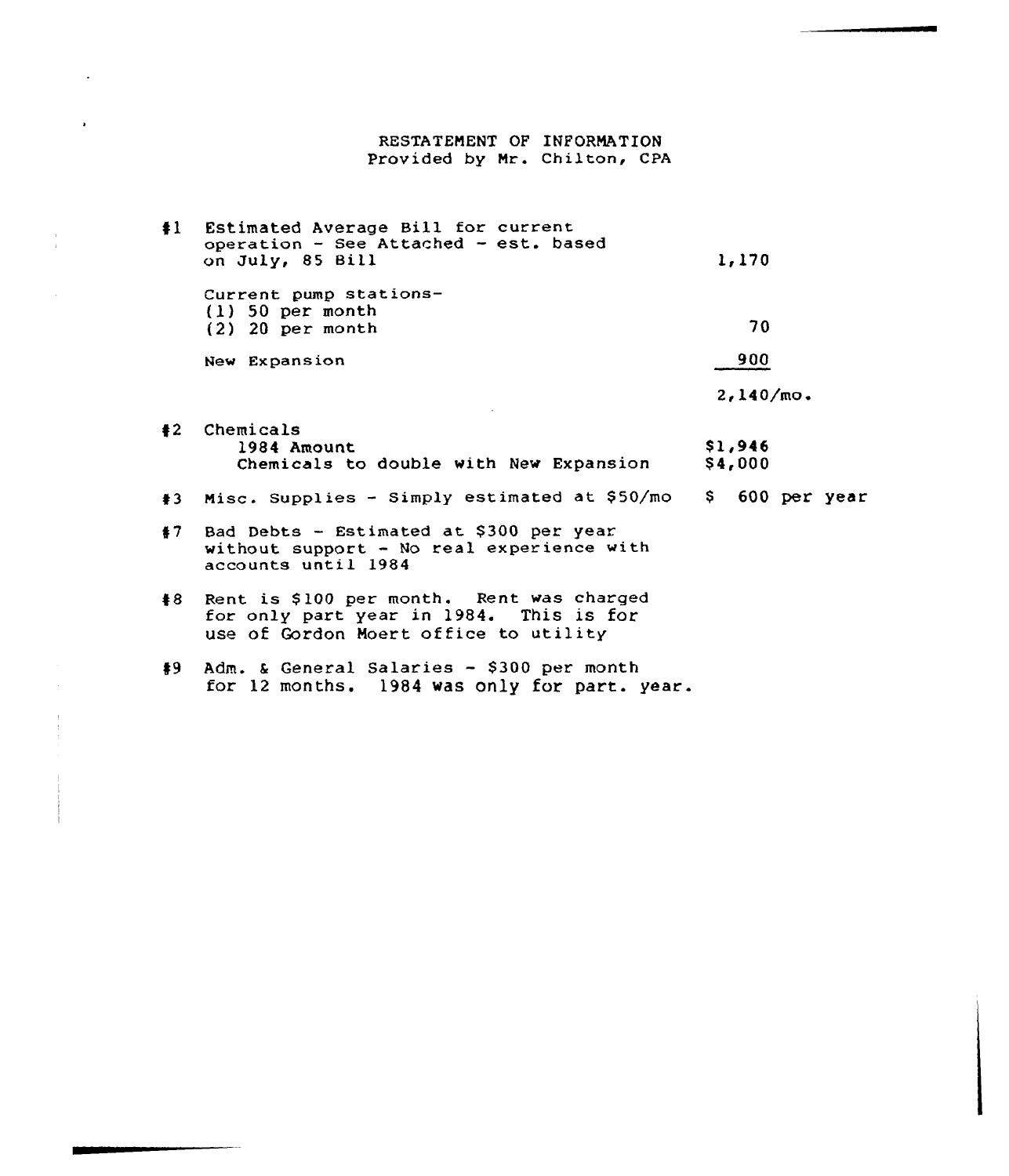# RESTATEMENT OF INFORMATION

Provided by Mr. Chilton, CPA

| | | |
|---|---|---|
| #1 | Estimated Average Bill for current operation - See Attached - est. based on July, 85 Bill | 1,170 |
| | Current pump stations-<br>(1) 50 per month<br>(2) 20 per month | 70 |
| | New Expansion | 900 |
| | | 2,140/mo. |
| #2 | Chemicals | |
| | 1984 Amount | $1,946 |
| | Chemicals to double with New Expansion | $4,000 |
| #3 | Misc. Supplies - Simply estimated at $50/mo | $ 600 per year |

#7 Bad Debts - Estimated at $300 per year without support - No real experience with accounts until 1984

#8 Rent is $100 per month. Rent was charged for only part year in 1984. This is for use of Gordon Moert office to utility

#9 Adm. & General Salaries - $300 per month for 12 months. 1984 was only for part. year.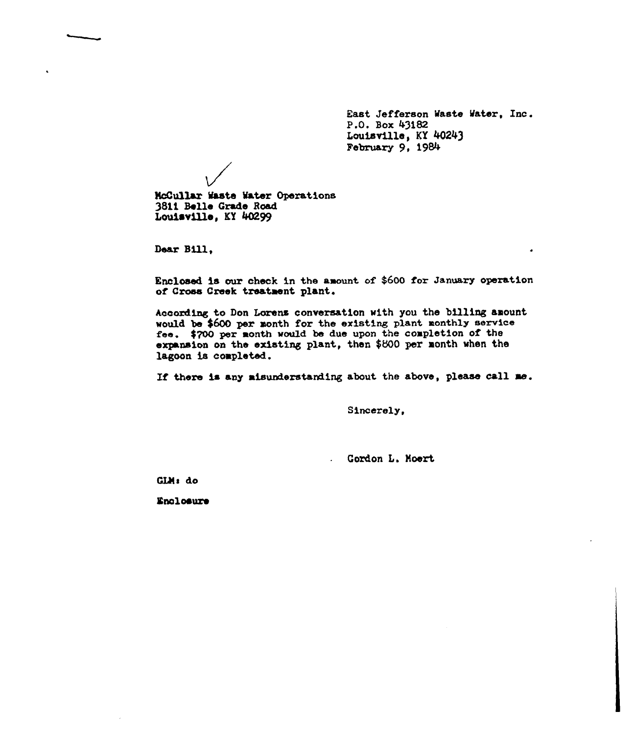East Jefferson Waste Water, Inc.
P.O. Box 43182
Louisville, KY 40243
February 9, 1984

McCullar Waste Water Operations
3811 Belle Grade Road
Louisville, KY 40299

Dear Bill,

Enclosed is our check in the amount of $600 for January operation of Cross Creek treatment plant.

According to Don Lorenz conversation with you the billing amount would be $600 per month for the existing plant monthly service fee. $700 per month would be due upon the completion of the expansion on the existing plant, then $800 per month when the lagoon is completed.

If there is any misunderstanding about the above, please call me.

Sincerely,

Gordon L. Moert

GLM: do

Enclosure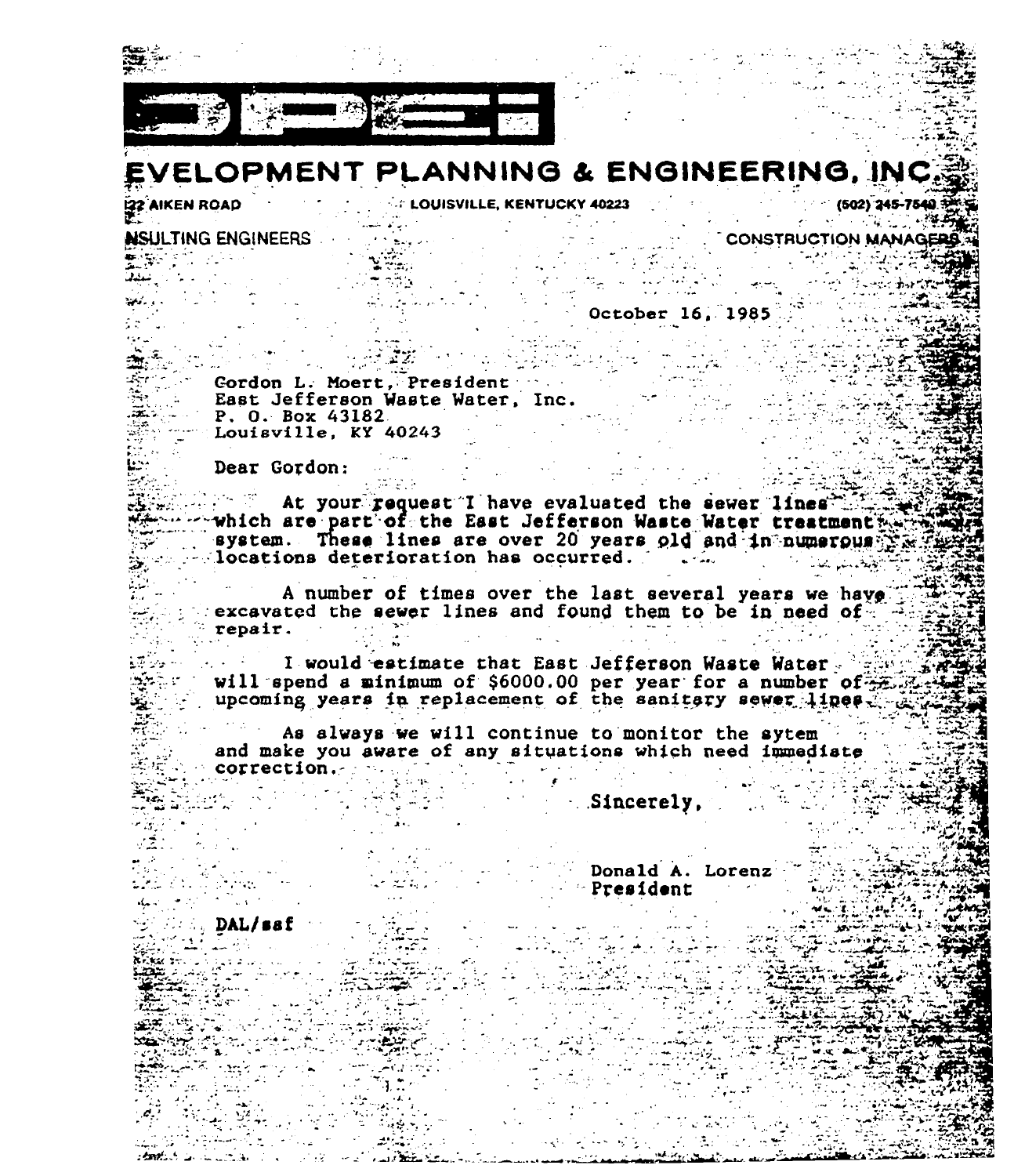# EVELOPMENT PLANNING & ENGINEERING, INC.

22 AIKEN ROAD LOUISVILLE, KENTUCKY 40223 (502) 245-7540

NSULTING ENGINEERS CONSTRUCTION MANAGERS

October 16, 1985

Gordon L. Moert, President
East Jefferson Waste Water, Inc.
P. O. Box 43182
Louisville, KY 40243

Dear Gordon:

At your request I have evaluated the sewer lines which are part of the East Jefferson Waste Water treatment system. These lines are over 20 years old and in numerous locations deterioration has occurred.

A number of times over the last several years we have excavated the sewer lines and found them to be in need of repair.

I would estimate that East Jefferson Waste Water will spend a minimum of $6000.00 per year for a number of upcoming years in replacement of the sanitary sewer lines.

As always we will continue to monitor the sytem and make you aware of any situations which need immediate correction.

Sincerely,

Donald A. Lorenz
President

DAL/ssf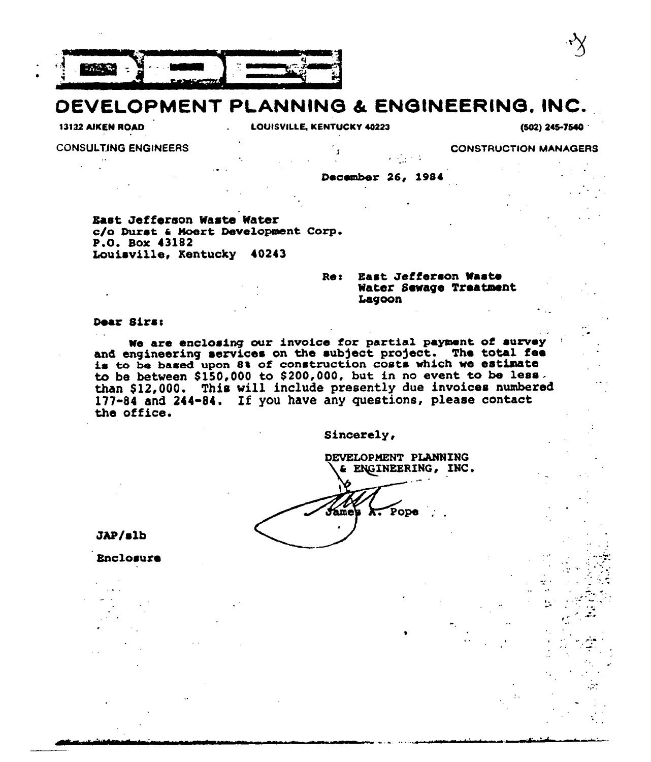# DEVELOPMENT PLANNING & ENGINEERING, INC.

13122 AIKEN ROAD LOUISVILLE, KENTUCKY 40223 (502) 245-7540

CONSULTING ENGINEERS CONSTRUCTION MANAGERS

December 26, 1984

East Jefferson Waste Water
c/o Durst & Moert Development Corp.
P.O. Box 43182
Louisville, Kentucky 40243

Re: East Jefferson Waste Water Sewage Treatment Lagoon

Dear Sirs:

We are enclosing our invoice for partial payment of survey and engineering services on the subject project. The total fee is to be based upon 8% of construction costs which we estimate to be between $150,000 to $200,000, but in no event to be less than $12,000. This will include presently due invoices numbered 177-84 and 244-84. If you have any questions, please contact the office.

Sincerely,

DEVELOPMENT PLANNING & ENGINEERING, INC.

James A. Pope

JAP/slb

Enclosure